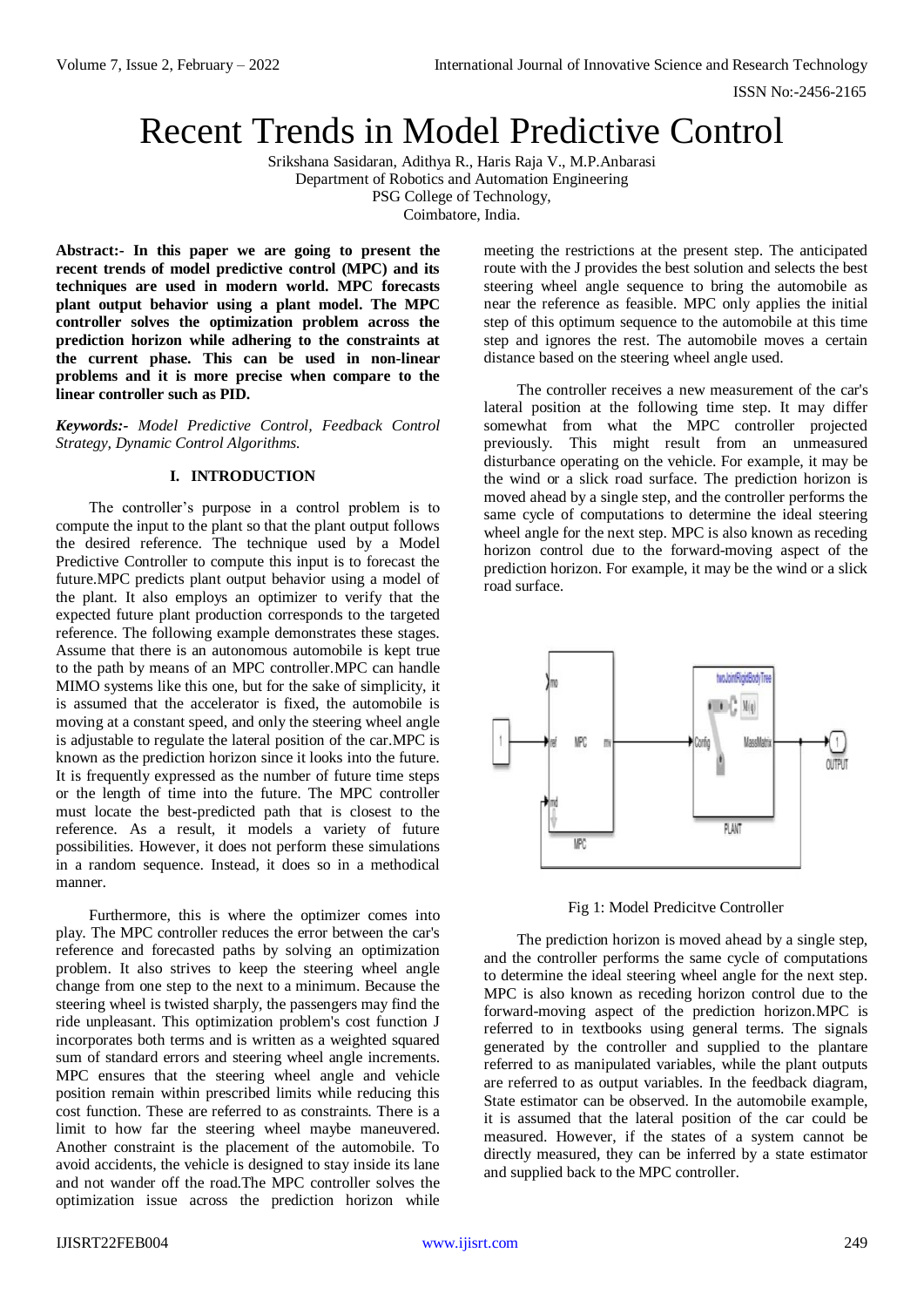# Recent Trends in Model Predictive Control

Srikshana Sasidaran, Adithya R., Haris Raja V., M.P.Anbarasi
Department of Robotics and Automation Engineering
PSG College of Technology,
Coimbatore, India.

**Abstract:- In this paper we are going to present the recent trends of model predictive control (MPC) and its techniques are used in modern world. MPC forecasts plant output behavior using a plant model. The MPC controller solves the optimization problem across the prediction horizon while adhering to the constraints at the current phase. This can be used in non-linear problems and it is more precise when compare to the linear controller such as PID.**

***Keywords:-*** *Model Predictive Control, Feedback Control Strategy, Dynamic Control Algorithms.*

## I. INTRODUCTION

The controller's purpose in a control problem is to compute the input to the plant so that the plant output follows the desired reference. The technique used by a Model Predictive Controller to compute this input is to forecast the future.MPC predicts plant output behavior using a model of the plant. It also employs an optimizer to verify that the expected future plant production corresponds to the targeted reference. The following example demonstrates these stages. Assume that there is an autonomous automobile is kept true to the path by means of an MPC controller.MPC can handle MIMO systems like this one, but for the sake of simplicity, it is assumed that the accelerator is fixed, the automobile is moving at a constant speed, and only the steering wheel angle is adjustable to regulate the lateral position of the car.MPC is known as the prediction horizon since it looks into the future. It is frequently expressed as the number of future time steps or the length of time into the future. The MPC controller must locate the best-predicted path that is closest to the reference. As a result, it models a variety of future possibilities. However, it does not perform these simulations in a random sequence. Instead, it does so in a methodical manner.

Furthermore, this is where the optimizer comes into play. The MPC controller reduces the error between the car's reference and forecasted paths by solving an optimization problem. It also strives to keep the steering wheel angle change from one step to the next to a minimum. Because the steering wheel is twisted sharply, the passengers may find the ride unpleasant. This optimization problem's cost function J incorporates both terms and is written as a weighted squared sum of standard errors and steering wheel angle increments. MPC ensures that the steering wheel angle and vehicle position remain within prescribed limits while reducing this cost function. These are referred to as constraints. There is a limit to how far the steering wheel maybe maneuvered. Another constraint is the placement of the automobile. To avoid accidents, the vehicle is designed to stay inside its lane and not wander off the road.The MPC controller solves the optimization issue across the prediction horizon while meeting the restrictions at the present step. The anticipated route with the J provides the best solution and selects the best steering wheel angle sequence to bring the automobile as near the reference as feasible. MPC only applies the initial step of this optimum sequence to the automobile at this time step and ignores the rest. The automobile moves a certain distance based on the steering wheel angle used.

The controller receives a new measurement of the car's lateral position at the following time step. It may differ somewhat from what the MPC controller projected previously. This might result from an unmeasured disturbance operating on the vehicle. For example, it may be the wind or a slick road surface. The prediction horizon is moved ahead by a single step, and the controller performs the same cycle of computations to determine the ideal steering wheel angle for the next step. MPC is also known as receding horizon control due to the forward-moving aspect of the prediction horizon. For example, it may be the wind or a slick road surface.

Fig 1: Model Predicitve Controller

The prediction horizon is moved ahead by a single step, and the controller performs the same cycle of computations to determine the ideal steering wheel angle for the next step. MPC is also known as receding horizon control due to the forward-moving aspect of the prediction horizon.MPC is referred to in textbooks using general terms. The signals generated by the controller and supplied to the plantare referred to as manipulated variables, while the plant outputs are referred to as output variables. In the feedback diagram, State estimator can be observed. In the automobile example, it is assumed that the lateral position of the car could be measured. However, if the states of a system cannot be directly measured, they can be inferred by a state estimator and supplied back to the MPC controller.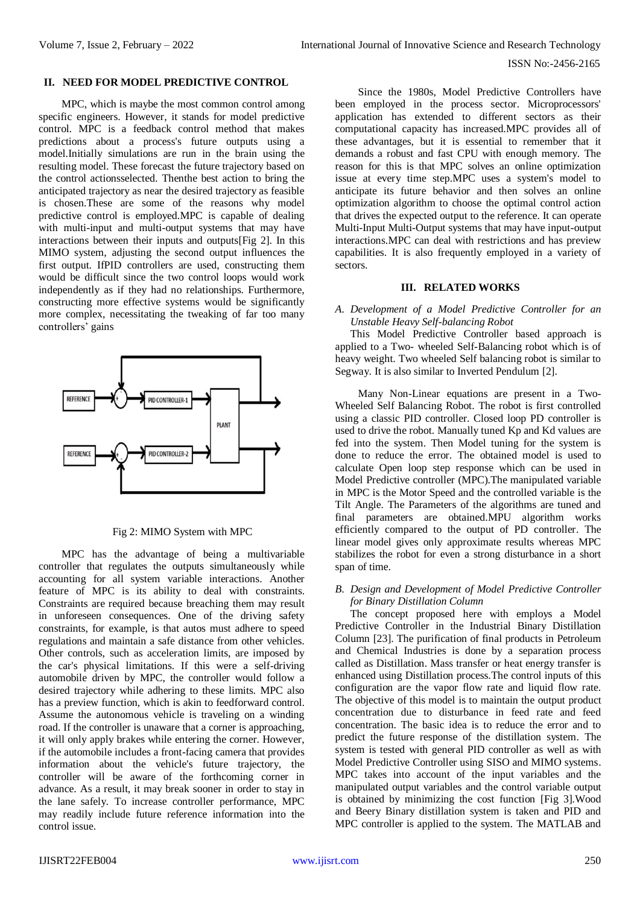## II. NEED FOR MODEL PREDICTIVE CONTROL

MPC, which is maybe the most common control among specific engineers. However, it stands for model predictive control. MPC is a feedback control method that makes predictions about a process's future outputs using a model.Initially simulations are run in the brain using the resulting model. These forecast the future trajectory based on the control actionsselected. Thenthe best action to bring the anticipated trajectory as near the desired trajectory as feasible is chosen.These are some of the reasons why model predictive control is employed.MPC is capable of dealing with multi-input and multi-output systems that may have interactions between their inputs and outputs[Fig 2]. In this MIMO system, adjusting the second output influences the first output. IfPID controllers are used, constructing them would be difficult since the two control loops would work independently as if they had no relationships. Furthermore, constructing more effective systems would be significantly more complex, necessitating the tweaking of far too many controllers' gains

Fig 2: MIMO System with MPC

MPC has the advantage of being a multivariable controller that regulates the outputs simultaneously while accounting for all system variable interactions. Another feature of MPC is its ability to deal with constraints. Constraints are required because breaching them may result in unforeseen consequences. One of the driving safety constraints, for example, is that autos must adhere to speed regulations and maintain a safe distance from other vehicles. Other controls, such as acceleration limits, are imposed by the car's physical limitations. If this were a self-driving automobile driven by MPC, the controller would follow a desired trajectory while adhering to these limits. MPC also has a preview function, which is akin to feedforward control. Assume the autonomous vehicle is traveling on a winding road. If the controller is unaware that a corner is approaching, it will only apply brakes while entering the corner. However, if the automobile includes a front-facing camera that provides information about the vehicle's future trajectory, the controller will be aware of the forthcoming corner in advance. As a result, it may break sooner in order to stay in the lane safely. To increase controller performance, MPC may readily include future reference information into the control issue.

Since the 1980s, Model Predictive Controllers have been employed in the process sector. Microprocessors' application has extended to different sectors as their computational capacity has increased.MPC provides all of these advantages, but it is essential to remember that it demands a robust and fast CPU with enough memory. The reason for this is that MPC solves an online optimization issue at every time step.MPC uses a system's model to anticipate its future behavior and then solves an online optimization algorithm to choose the optimal control action that drives the expected output to the reference. It can operate Multi-Input Multi-Output systems that may have input-output interactions.MPC can deal with restrictions and has preview capabilities. It is also frequently employed in a variety of sectors.

## III. RELATED WORKS

### *A. Development of a Model Predictive Controller for an Unstable Heavy Self-balancing Robot*

This Model Predictive Controller based approach is applied to a Two- wheeled Self-Balancing robot which is of heavy weight. Two wheeled Self balancing robot is similar to Segway. It is also similar to Inverted Pendulum [2].

Many Non-Linear equations are present in a Two-Wheeled Self Balancing Robot. The robot is first controlled using a classic PID controller. Closed loop PD controller is used to drive the robot. Manually tuned Kp and Kd values are fed into the system. Then Model tuning for the system is done to reduce the error. The obtained model is used to calculate Open loop step response which can be used in Model Predictive controller (MPC).The manipulated variable in MPC is the Motor Speed and the controlled variable is the Tilt Angle. The Parameters of the algorithms are tuned and final parameters are obtained.MPU algorithm works efficiently compared to the output of PD controller. The linear model gives only approximate results whereas MPC stabilizes the robot for even a strong disturbance in a short span of time.

### *B. Design and Development of Model Predictive Controller for Binary Distillation Column*

The concept proposed here with employs a Model Predictive Controller in the Industrial Binary Distillation Column [23]. The purification of final products in Petroleum and Chemical Industries is done by a separation process called as Distillation. Mass transfer or heat energy transfer is enhanced using Distillation process.The control inputs of this configuration are the vapor flow rate and liquid flow rate. The objective of this model is to maintain the output product concentration due to disturbance in feed rate and feed concentration. The basic idea is to reduce the error and to predict the future response of the distillation system. The system is tested with general PID controller as well as with Model Predictive Controller using SISO and MIMO systems. MPC takes into account of the input variables and the manipulated output variables and the control variable output is obtained by minimizing the cost function [Fig 3].Wood and Beery Binary distillation system is taken and PID and MPC controller is applied to the system. The MATLAB and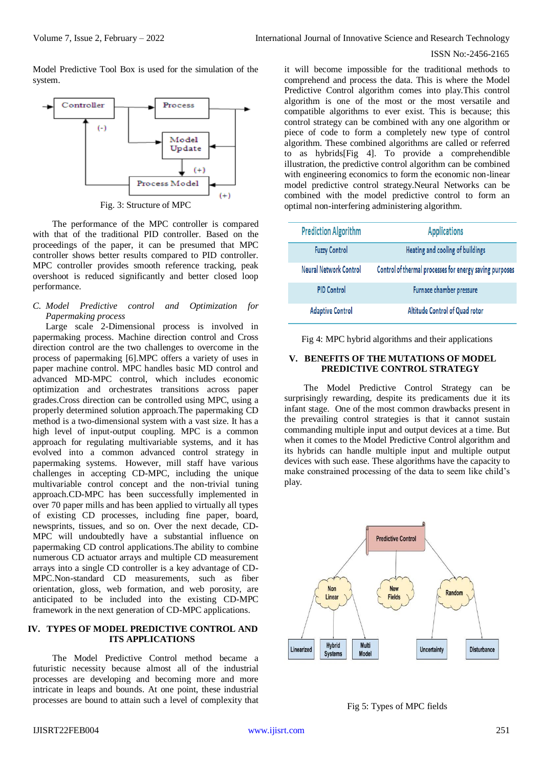Model Predictive Tool Box is used for the simulation of the system.

Fig. 3: Structure of MPC

The performance of the MPC controller is compared with that of the traditional PID controller. Based on the proceedings of the paper, it can be presumed that MPC controller shows better results compared to PID controller. MPC controller provides smooth reference tracking, peak overshoot is reduced significantly and better closed loop performance.

### *C. Model Predictive control and Optimization for Papermaking process*

Large scale 2-Dimensional process is involved in papermaking process. Machine direction control and Cross direction control are the two challenges to overcome in the process of papermaking [6].MPC offers a variety of uses in paper machine control. MPC handles basic MD control and advanced MD-MPC control, which includes economic optimization and orchestrates transitions across paper grades.Cross direction can be controlled using MPC, using a properly determined solution approach.The papermaking CD method is a two-dimensional system with a vast size. It has a high level of input-output coupling. MPC is a common approach for regulating multivariable systems, and it has evolved into a common advanced control strategy in papermaking systems. However, mill staff have various challenges in accepting CD-MPC, including the unique multivariable control concept and the non-trivial tuning approach.CD-MPC has been successfully implemented in over 70 paper mills and has been applied to virtually all types of existing CD processes, including fine paper, board, newsprints, tissues, and so on. Over the next decade, CD-MPC will undoubtedly have a substantial influence on papermaking CD control applications.The ability to combine numerous CD actuator arrays and multiple CD measurement arrays into a single CD controller is a key advantage of CD-MPC.Non-standard CD measurements, such as fiber orientation, gloss, web formation, and web porosity, are anticipated to be included into the existing CD-MPC framework in the next generation of CD-MPC applications.

## IV. TYPES OF MODEL PREDICTIVE CONTROL AND ITS APPLICATIONS

The Model Predictive Control method became a futuristic necessity because almost all of the industrial processes are developing and becoming more and more intricate in leaps and bounds. At one point, these industrial processes are bound to attain such a level of complexity that it will become impossible for the traditional methods to comprehend and process the data. This is where the Model Predictive Control algorithm comes into play.This control algorithm is one of the most or the most versatile and compatible algorithms to ever exist. This is because; this control strategy can be combined with any one algorithm or piece of code to form a completely new type of control algorithm. These combined algorithms are called or referred to as hybrids[Fig 4]. To provide a comprehendible illustration, the predictive control algorithm can be combined with engineering economics to form the economic non-linear model predictive control strategy.Neural Networks can be combined with the model predictive control to form an optimal non-interfering administering algorithm.

| Prediction Algorithm | Applications |
| --- | --- |
| Fuzzy Control | Heating and cooling of buildings |
| Neural Network Control | Control of thermal processes for energy saving purposes |
| PID Control | Furnace chamber pressure |
| Adaptive Control | Altitude Control of Quad rotor |

Fig 4: MPC hybrid algorithms and their applications

## V. BENEFITS OF THE MUTATIONS OF MODEL PREDICTIVE CONTROL STRATEGY

The Model Predictive Control Strategy can be surprisingly rewarding, despite its predicaments due it its infant stage. One of the most common drawbacks present in the prevailing control strategies is that it cannot sustain commanding multiple input and output devices at a time. But when it comes to the Model Predictive Control algorithm and its hybrids can handle multiple input and multiple output devices with such ease. These algorithms have the capacity to make constrained processing of the data to seem like child's play.

Fig 5: Types of MPC fields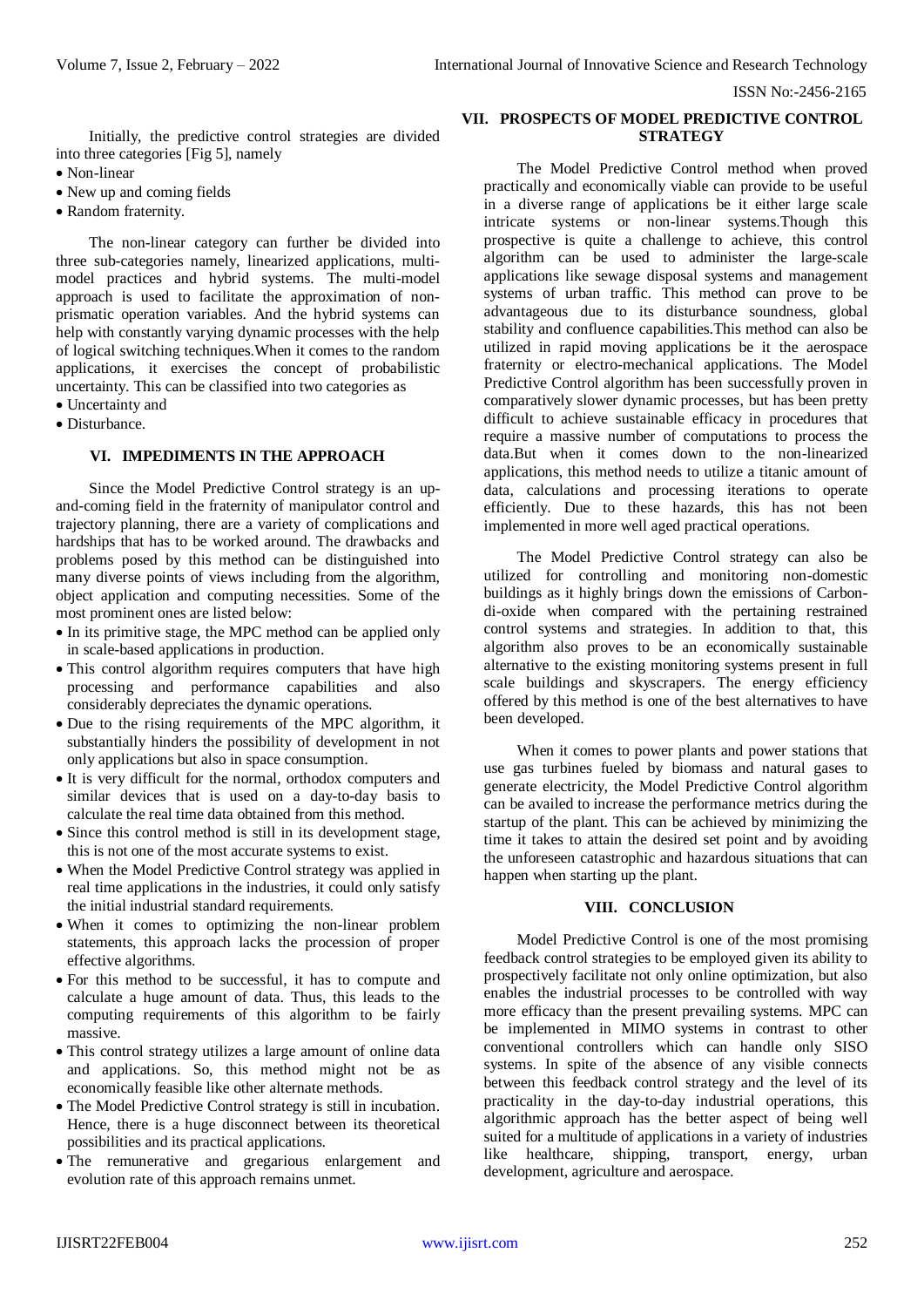Initially, the predictive control strategies are divided into three categories [Fig 5], namely

- Non-linear
- New up and coming fields
- Random fraternity.

The non-linear category can further be divided into three sub-categories namely, linearized applications, multi-model practices and hybrid systems. The multi-model approach is used to facilitate the approximation of non-prismatic operation variables. And the hybrid systems can help with constantly varying dynamic processes with the help of logical switching techniques.When it comes to the random applications, it exercises the concept of probabilistic uncertainty. This can be classified into two categories as

- Uncertainty and
- Disturbance.

## VI. IMPEDIMENTS IN THE APPROACH

Since the Model Predictive Control strategy is an up-and-coming field in the fraternity of manipulator control and trajectory planning, there are a variety of complications and hardships that has to be worked around. The drawbacks and problems posed by this method can be distinguished into many diverse points of views including from the algorithm, object application and computing necessities. Some of the most prominent ones are listed below:

- In its primitive stage, the MPC method can be applied only in scale-based applications in production.
- This control algorithm requires computers that have high processing and performance capabilities and also considerably depreciates the dynamic operations.
- Due to the rising requirements of the MPC algorithm, it substantially hinders the possibility of development in not only applications but also in space consumption.
- It is very difficult for the normal, orthodox computers and similar devices that is used on a day-to-day basis to calculate the real time data obtained from this method.
- Since this control method is still in its development stage, this is not one of the most accurate systems to exist.
- When the Model Predictive Control strategy was applied in real time applications in the industries, it could only satisfy the initial industrial standard requirements.
- When it comes to optimizing the non-linear problem statements, this approach lacks the procession of proper effective algorithms.
- For this method to be successful, it has to compute and calculate a huge amount of data. Thus, this leads to the computing requirements of this algorithm to be fairly massive.
- This control strategy utilizes a large amount of online data and applications. So, this method might not be as economically feasible like other alternate methods.
- The Model Predictive Control strategy is still in incubation. Hence, there is a huge disconnect between its theoretical possibilities and its practical applications.
- The remunerative and gregarious enlargement and evolution rate of this approach remains unmet.

## VII. PROSPECTS OF MODEL PREDICTIVE CONTROL STRATEGY

The Model Predictive Control method when proved practically and economically viable can provide to be useful in a diverse range of applications be it either large scale intricate systems or non-linear systems.Though this prospective is quite a challenge to achieve, this control algorithm can be used to administer the large-scale applications like sewage disposal systems and management systems of urban traffic. This method can prove to be advantageous due to its disturbance soundness, global stability and confluence capabilities.This method can also be utilized in rapid moving applications be it the aerospace fraternity or electro-mechanical applications. The Model Predictive Control algorithm has been successfully proven in comparatively slower dynamic processes, but has been pretty difficult to achieve sustainable efficacy in procedures that require a massive number of computations to process the data.But when it comes down to the non-linearized applications, this method needs to utilize a titanic amount of data, calculations and processing iterations to operate efficiently. Due to these hazards, this has not been implemented in more well aged practical operations.

The Model Predictive Control strategy can also be utilized for controlling and monitoring non-domestic buildings as it highly brings down the emissions of Carbon-di-oxide when compared with the pertaining restrained control systems and strategies. In addition to that, this algorithm also proves to be an economically sustainable alternative to the existing monitoring systems present in full scale buildings and skyscrapers. The energy efficiency offered by this method is one of the best alternatives to have been developed.

When it comes to power plants and power stations that use gas turbines fueled by biomass and natural gases to generate electricity, the Model Predictive Control algorithm can be availed to increase the performance metrics during the startup of the plant. This can be achieved by minimizing the time it takes to attain the desired set point and by avoiding the unforeseen catastrophic and hazardous situations that can happen when starting up the plant.

## VIII. CONCLUSION

Model Predictive Control is one of the most promising feedback control strategies to be employed given its ability to prospectively facilitate not only online optimization, but also enables the industrial processes to be controlled with way more efficacy than the present prevailing systems. MPC can be implemented in MIMO systems in contrast to other conventional controllers which can handle only SISO systems. In spite of the absence of any visible connects between this feedback control strategy and the level of its practicality in the day-to-day industrial operations, this algorithmic approach has the better aspect of being well suited for a multitude of applications in a variety of industries like healthcare, shipping, transport, energy, urban development, agriculture and aerospace.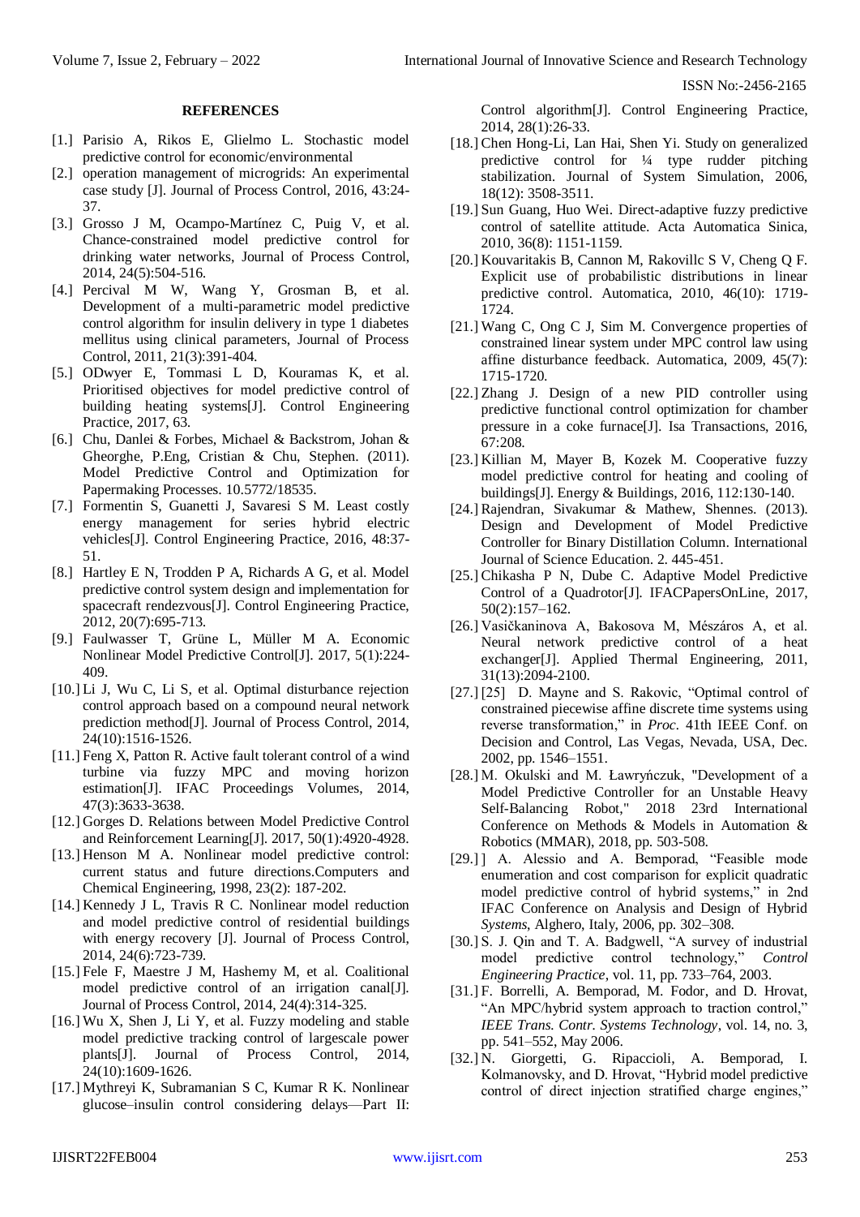## REFERENCES

- [1.] Parisio A, Rikos E, Glielmo L. Stochastic model predictive control for economic/environmental
- [2.] operation management of microgrids: An experimental case study [J]. Journal of Process Control, 2016, 43:24-37.
- [3.] Grosso J M, Ocampo-Martínez C, Puig V, et al. Chance-constrained model predictive control for drinking water networks, Journal of Process Control, 2014, 24(5):504-516.
- [4.] Percival M W, Wang Y, Grosman B, et al. Development of a multi-parametric model predictive control algorithm for insulin delivery in type 1 diabetes mellitus using clinical parameters, Journal of Process Control, 2011, 21(3):391-404.
- [5.] ODwyer E, Tommasi L D, Kouramas K, et al. Prioritised objectives for model predictive control of building heating systems[J]. Control Engineering Practice, 2017, 63.
- [6.] Chu, Danlei & Forbes, Michael & Backstrom, Johan & Gheorghe, P.Eng, Cristian & Chu, Stephen. (2011). Model Predictive Control and Optimization for Papermaking Processes. 10.5772/18535.
- [7.] Formentin S, Guanetti J, Savaresi S M. Least costly energy management for series hybrid electric vehicles[J]. Control Engineering Practice, 2016, 48:37-51.
- [8.] Hartley E N, Trodden P A, Richards A G, et al. Model predictive control system design and implementation for spacecraft rendezvous[J]. Control Engineering Practice, 2012, 20(7):695-713.
- [9.] Faulwasser T, Grüne L, Müller M A. Economic Nonlinear Model Predictive Control[J]. 2017, 5(1):224-409.
- [10.] Li J, Wu C, Li S, et al. Optimal disturbance rejection control approach based on a compound neural network prediction method[J]. Journal of Process Control, 2014, 24(10):1516-1526.
- [11.] Feng X, Patton R. Active fault tolerant control of a wind turbine via fuzzy MPC and moving horizon estimation[J]. IFAC Proceedings Volumes, 2014, 47(3):3633-3638.
- [12.] Gorges D. Relations between Model Predictive Control and Reinforcement Learning[J]. 2017, 50(1):4920-4928.
- [13.] Henson M A. Nonlinear model predictive control: current status and future directions.Computers and Chemical Engineering, 1998, 23(2): 187-202.
- [14.] Kennedy J L, Travis R C. Nonlinear model reduction and model predictive control of residential buildings with energy recovery [J]. Journal of Process Control, 2014, 24(6):723-739.
- [15.] Fele F, Maestre J M, Hashemy M, et al. Coalitional model predictive control of an irrigation canal[J]. Journal of Process Control, 2014, 24(4):314-325.
- [16.] Wu X, Shen J, Li Y, et al. Fuzzy modeling and stable model predictive tracking control of largescale power plants[J]. Journal of Process Control, 2014, 24(10):1609-1626.
- [17.] Mythreyi K, Subramanian S C, Kumar R K. Nonlinear glucose–insulin control considering delays—Part II: Control algorithm[J]. Control Engineering Practice, 2014, 28(1):26-33.
- [18.] Chen Hong-Li, Lan Hai, Shen Yi. Study on generalized predictive control for ¼ type rudder pitching stabilization. Journal of System Simulation, 2006, 18(12): 3508-3511.
- [19.] Sun Guang, Huo Wei. Direct-adaptive fuzzy predictive control of satellite attitude. Acta Automatica Sinica, 2010, 36(8): 1151-1159.
- [20.] Kouvaritakis B, Cannon M, Rakovillc S V, Cheng Q F. Explicit use of probabilistic distributions in linear predictive control. Automatica, 2010, 46(10): 1719-1724.
- [21.] Wang C, Ong C J, Sim M. Convergence properties of constrained linear system under MPC control law using affine disturbance feedback. Automatica, 2009, 45(7): 1715-1720.
- [22.] Zhang J. Design of a new PID controller using predictive functional control optimization for chamber pressure in a coke furnace[J]. Isa Transactions, 2016, 67:208.
- [23.] Killian M, Mayer B, Kozek M. Cooperative fuzzy model predictive control for heating and cooling of buildings[J]. Energy & Buildings, 2016, 112:130-140.
- [24.] Rajendran, Sivakumar & Mathew, Shennes. (2013). Design and Development of Model Predictive Controller for Binary Distillation Column. International Journal of Science Education. 2. 445-451.
- [25.] Chikasha P N, Dube C. Adaptive Model Predictive Control of a Quadrotor[J]. IFACPapersOnLine, 2017, 50(2):157–162.
- [26.] Vasičkaninova A, Bakosova M, Mészáros A, et al. Neural network predictive control of a heat exchanger[J]. Applied Thermal Engineering, 2011, 31(13):2094-2100.
- [27.] [25] D. Mayne and S. Rakovic, "Optimal control of constrained piecewise affine discrete time systems using reverse transformation," in *Proc.* 41th IEEE Conf. on Decision and Control, Las Vegas, Nevada, USA, Dec. 2002, pp. 1546–1551.
- [28.] M. Okulski and M. Ławryńczuk, "Development of a Model Predictive Controller for an Unstable Heavy Self-Balancing Robot," 2018 23rd International Conference on Methods & Models in Automation & Robotics (MMAR), 2018, pp. 503-508.
- [29.] ] A. Alessio and A. Bemporad, "Feasible mode enumeration and cost comparison for explicit quadratic model predictive control of hybrid systems," in 2nd IFAC Conference on Analysis and Design of Hybrid *Systems*, Alghero, Italy, 2006, pp. 302–308.
- [30.] S. J. Qin and T. A. Badgwell, "A survey of industrial model predictive control technology," *Control Engineering Practice*, vol. 11, pp. 733–764, 2003.
- [31.] F. Borrelli, A. Bemporad, M. Fodor, and D. Hrovat, "An MPC/hybrid system approach to traction control," *IEEE Trans. Contr. Systems Technology*, vol. 14, no. 3, pp. 541–552, May 2006.
- [32.] N. Giorgetti, G. Ripaccioli, A. Bemporad, I. Kolmanovsky, and D. Hrovat, "Hybrid model predictive control of direct injection stratified charge engines,"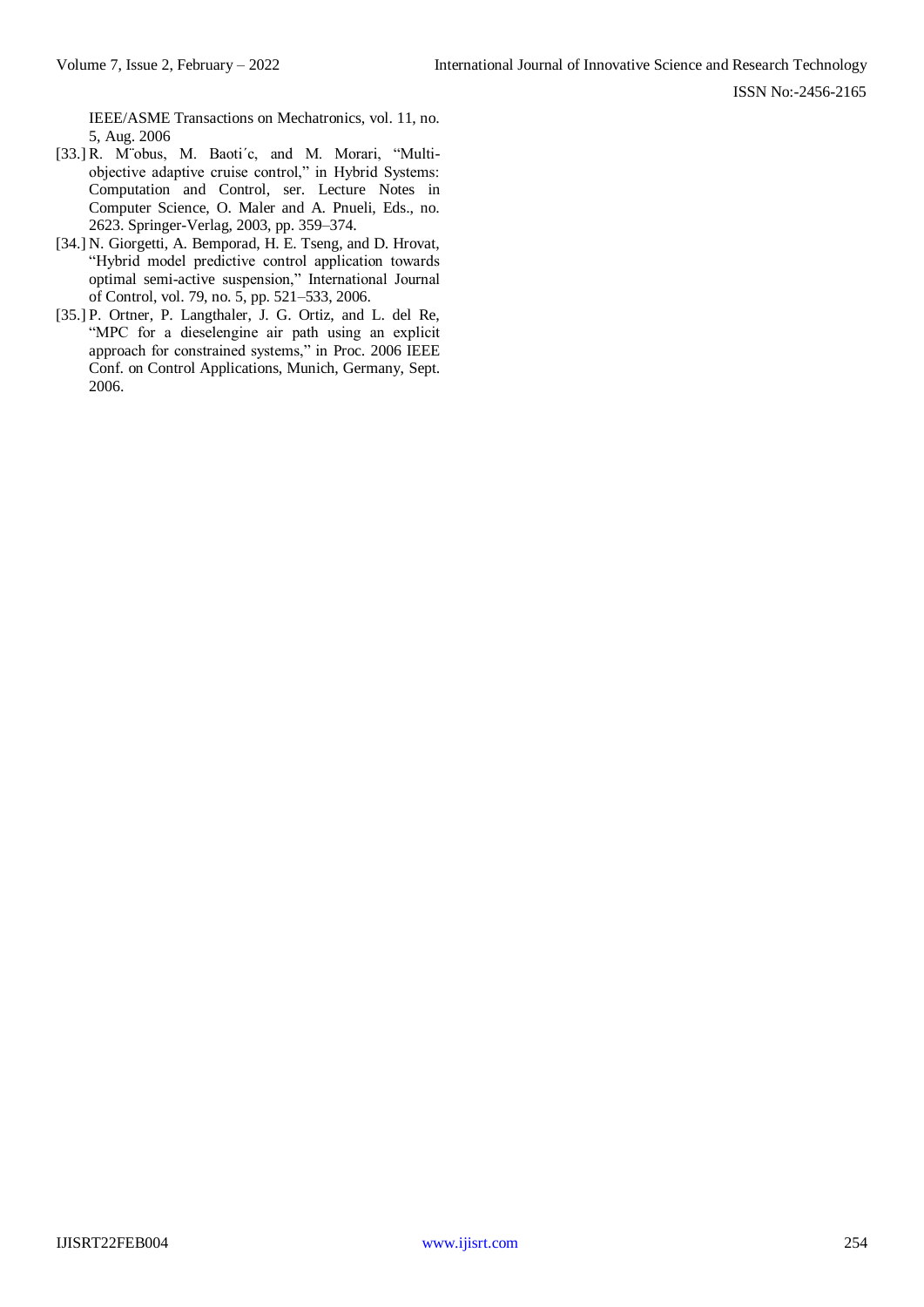IEEE/ASME Transactions on Mechatronics, vol. 11, no. 5, Aug. 2006

[33.] R. M¨obus, M. Baoti´c, and M. Morari, "Multi-objective adaptive cruise control," in Hybrid Systems: Computation and Control, ser. Lecture Notes in Computer Science, O. Maler and A. Pnueli, Eds., no. 2623. Springer-Verlag, 2003, pp. 359–374.

[34.] N. Giorgetti, A. Bemporad, H. E. Tseng, and D. Hrovat, "Hybrid model predictive control application towards optimal semi-active suspension," International Journal of Control, vol. 79, no. 5, pp. 521–533, 2006.

[35.] P. Ortner, P. Langthaler, J. G. Ortiz, and L. del Re, "MPC for a dieselengine air path using an explicit approach for constrained systems," in Proc. 2006 IEEE Conf. on Control Applications, Munich, Germany, Sept. 2006.